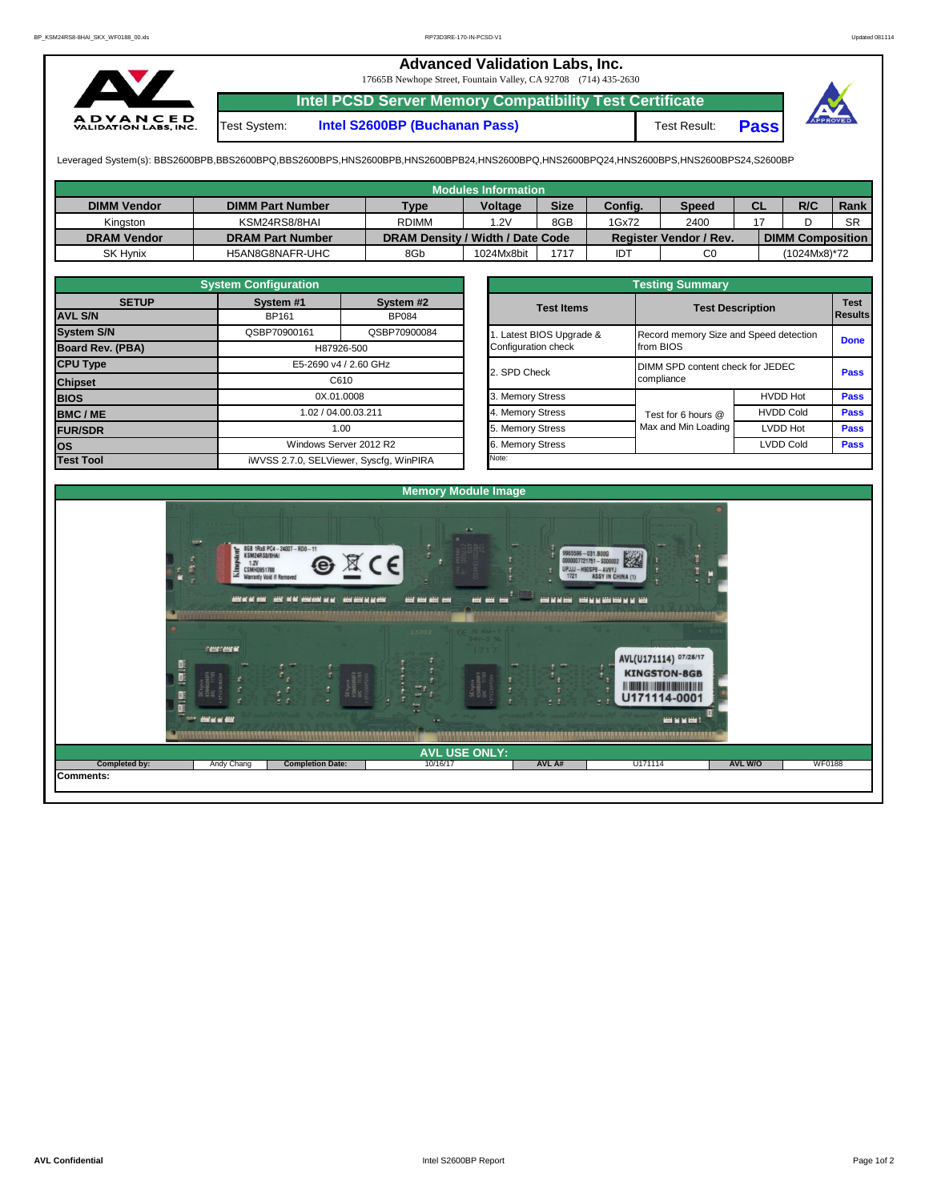# Advanced Validation Labs, Inc.

17665B Newhope Street, Fountain Valley, CA 92708 (714) 435-2630

## Intel PCSD Server Memory Compatibility Test Certificate

Test System: **Intel S2600BP (Buchanan Pass)** Test Result: **Pass**

Leveraged System(s): BBS2600BPB,BBS2600BPQ,BBS2600BPS,HNS2600BPB,HNS2600BPB24,HNS2600BPQ,HNS2600BPQ24,HNS2600BPS,HNS2600BPS24,S2600BP

### Modules Information

| DIMM Vendor | DIMM Part Number | Type | Voltage | Size | Config. | Speed | CL | R/C | Rank |
|---|---|---|---|---|---|---|---|---|---|
| Kingston | KSM24RS8/8HAI | RDIMM | 1.2V | 8GB | 1Gx72 | 2400 | 17 | D | SR |
| **DRAM Vendor** | **DRAM Part Number** | **DRAM Density / Width / Date Code** | | | **Register Vendor / Rev.** | | **DIMM Composition** | | |
| SK Hynix | H5AN8G8NAFR-UHC | 8Gb | 1024Mx8bit | 1717 | IDT | C0 | (1024Mx8)*72 | | |

### System Configuration

| SETUP | System #1 | System #2 |
|---|---|---|
| AVL S/N | BP161 | BP084 |
| System S/N | QSBP70900161 | QSBP70900084 |
| Board Rev. (PBA) | H87926-500 | |
| CPU Type | E5-2690 v4 / 2.60 GHz | |
| Chipset | C610 | |
| BIOS | 0X.01.0008 | |
| BMC / ME | 1.02 / 04.00.03.211 | |
| FUR/SDR | 1.00 | |
| OS | Windows Server 2012 R2 | |
| Test Tool | iWVSS 2.7.0, SELViewer, Syscfg, WinPIRA | |

### Testing Summary

| Test Items | Test Description | | Test Results |
|---|---|---|---|
| 1. Latest BIOS Upgrade & Configuration check | Record memory Size and Speed detection from BIOS | | Done |
| 2. SPD Check | DIMM SPD content check for JEDEC compliance | | Pass |
| 3. Memory Stress | Test for 6 hours @ Max and Min Loading | HVDD Hot | Pass |
| 4. Memory Stress | | HVDD Cold | Pass |
| 5. Memory Stress | | LVDD Hot | Pass |
| 6. Memory Stress | | LVDD Cold | Pass |

Note:

### Memory Module Image

### AVL USE ONLY:

| Completed by: | Andy Chang | Completion Date: | 10/16/17 | AVL A#: | U171114 | AVL W/O | WF0188 |
|---|---|---|---|---|---|---|---|

Comments: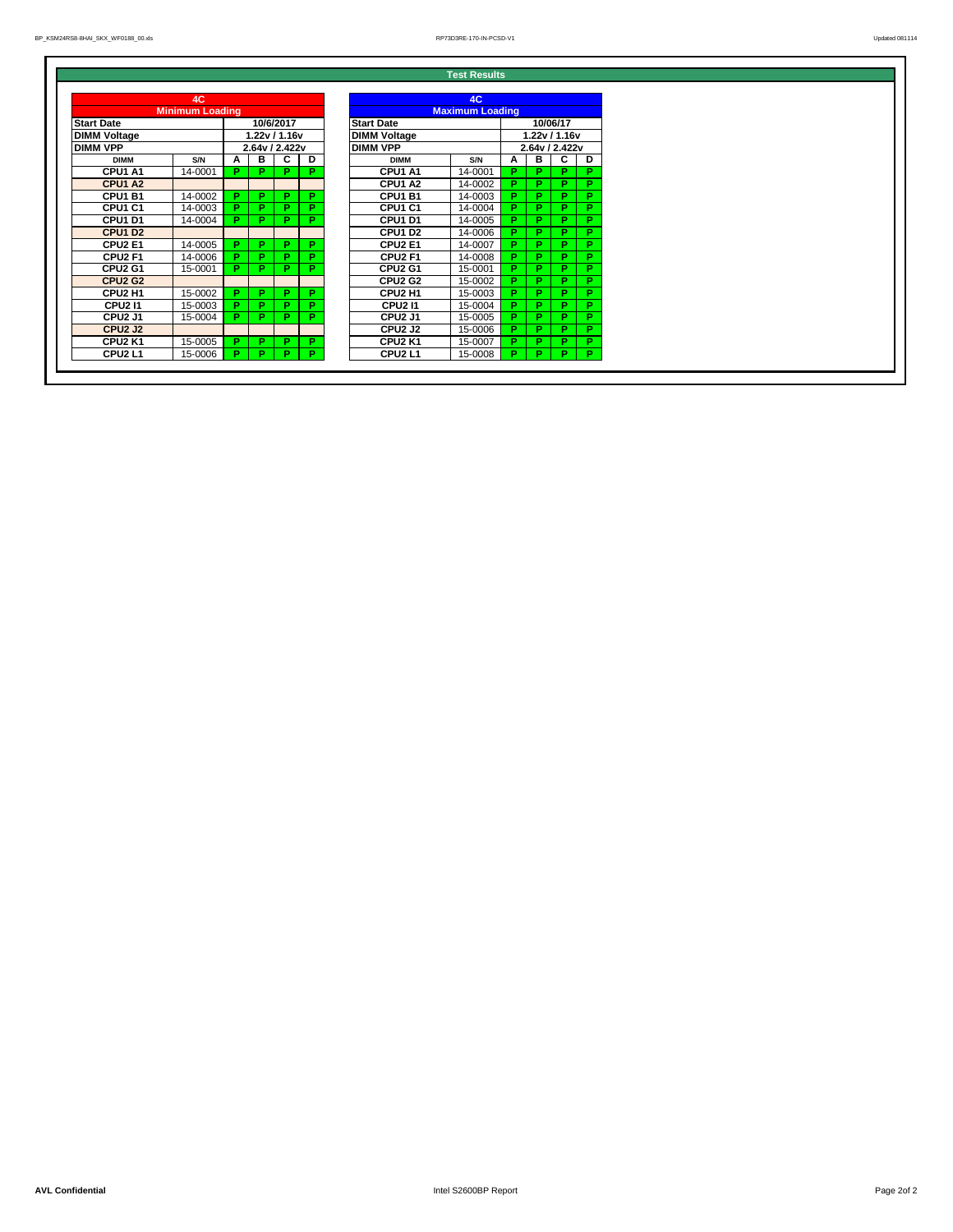## Test Results

| 4C Minimum Loading | | | | | |
|---|---|---|---|---|---|
| **Start Date** | | 10/6/2017 | | | |
| **DIMM Voltage** | | 1.22v / 1.16v | | | |
| **DIMM VPP** | | 2.64v / 2.422v | | | |
| **DIMM** | **S/N** | **A** | **B** | **C** | **D** |
| CPU1 A1 | 14-0001 | P | P | P | P |
| CPU1 A2 | | | | | |
| CPU1 B1 | 14-0002 | P | P | P | P |
| CPU1 C1 | 14-0003 | P | P | P | P |
| CPU1 D1 | 14-0004 | P | P | P | P |
| CPU1 D2 | | | | | |
| CPU2 E1 | 14-0005 | P | P | P | P |
| CPU2 F1 | 14-0006 | P | P | P | P |
| CPU2 G1 | 15-0001 | P | P | P | P |
| CPU2 G2 | | | | | |
| CPU2 H1 | 15-0002 | P | P | P | P |
| CPU2 I1 | 15-0003 | P | P | P | P |
| CPU2 J1 | 15-0004 | P | P | P | P |
| CPU2 J2 | | | | | |
| CPU2 K1 | 15-0005 | P | P | P | P |
| CPU2 L1 | 15-0006 | P | P | P | P |

| 4C Maximum Loading | | | | | |
|---|---|---|---|---|---|
| **Start Date** | | 10/06/17 | | | |
| **DIMM Voltage** | | 1.22v / 1.16v | | | |
| **DIMM VPP** | | 2.64v / 2.422v | | | |
| **DIMM** | **S/N** | **A** | **B** | **C** | **D** |
| CPU1 A1 | 14-0001 | P | P | P | P |
| CPU1 A2 | 14-0002 | P | P | P | P |
| CPU1 B1 | 14-0003 | P | P | P | P |
| CPU1 C1 | 14-0004 | P | P | P | P |
| CPU1 D1 | 14-0005 | P | P | P | P |
| CPU1 D2 | 14-0006 | P | P | P | P |
| CPU2 E1 | 14-0007 | P | P | P | P |
| CPU2 F1 | 14-0008 | P | P | P | P |
| CPU2 G1 | 15-0001 | P | P | P | P |
| CPU2 G2 | 15-0002 | P | P | P | P |
| CPU2 H1 | 15-0003 | P | P | P | P |
| CPU2 I1 | 15-0004 | P | P | P | P |
| CPU2 J1 | 15-0005 | P | P | P | P |
| CPU2 J2 | 15-0006 | P | P | P | P |
| CPU2 K1 | 15-0007 | P | P | P | P |
| CPU2 L1 | 15-0008 | P | P | P | P |